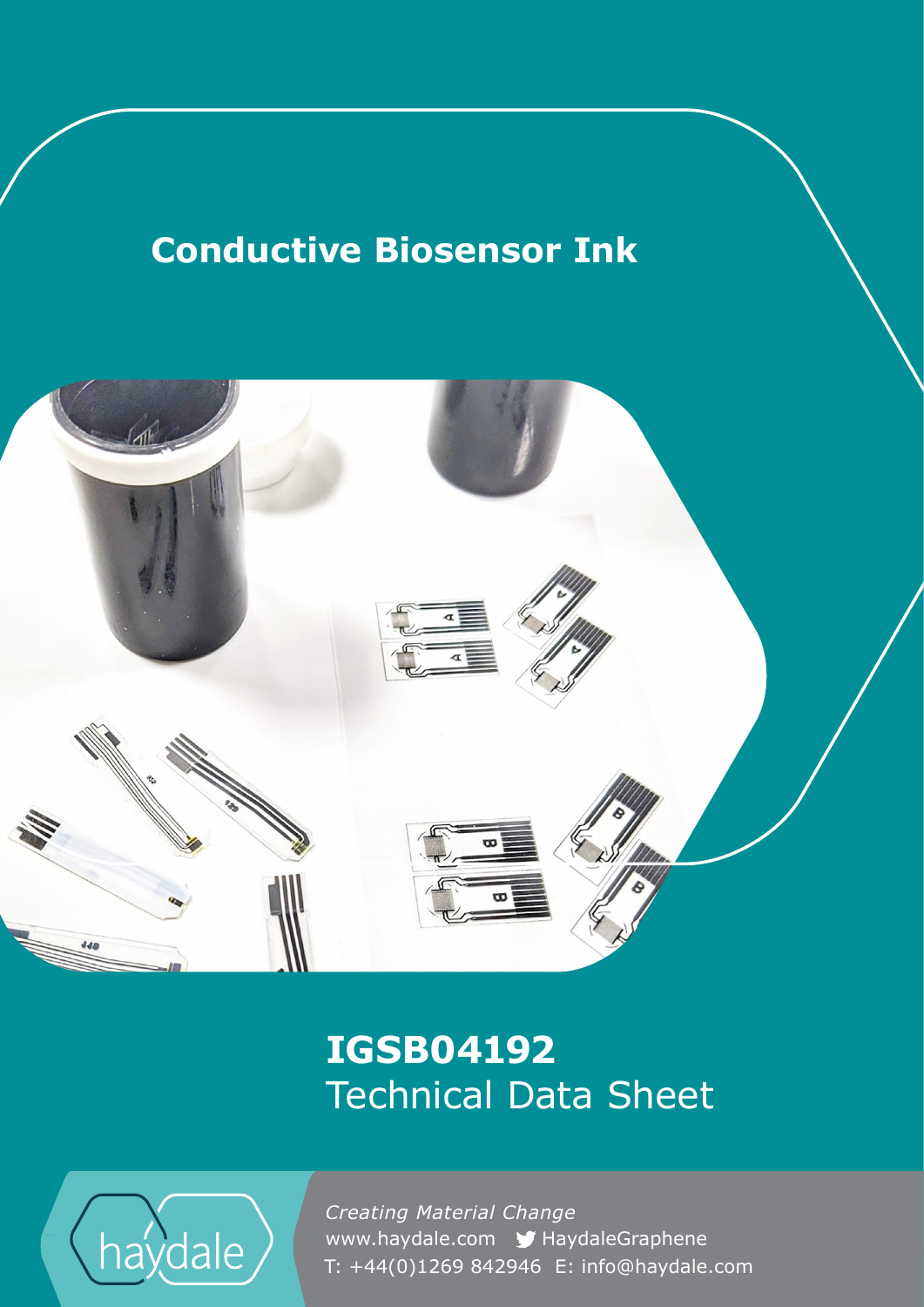# Conductive Biosensor Ink

## IGSB04192
Technical Data Sheet

haydale

*Creating Material Change*
www.haydale.com HaydaleGraphene
T: +44(0)1269 842946 E: info@haydale.com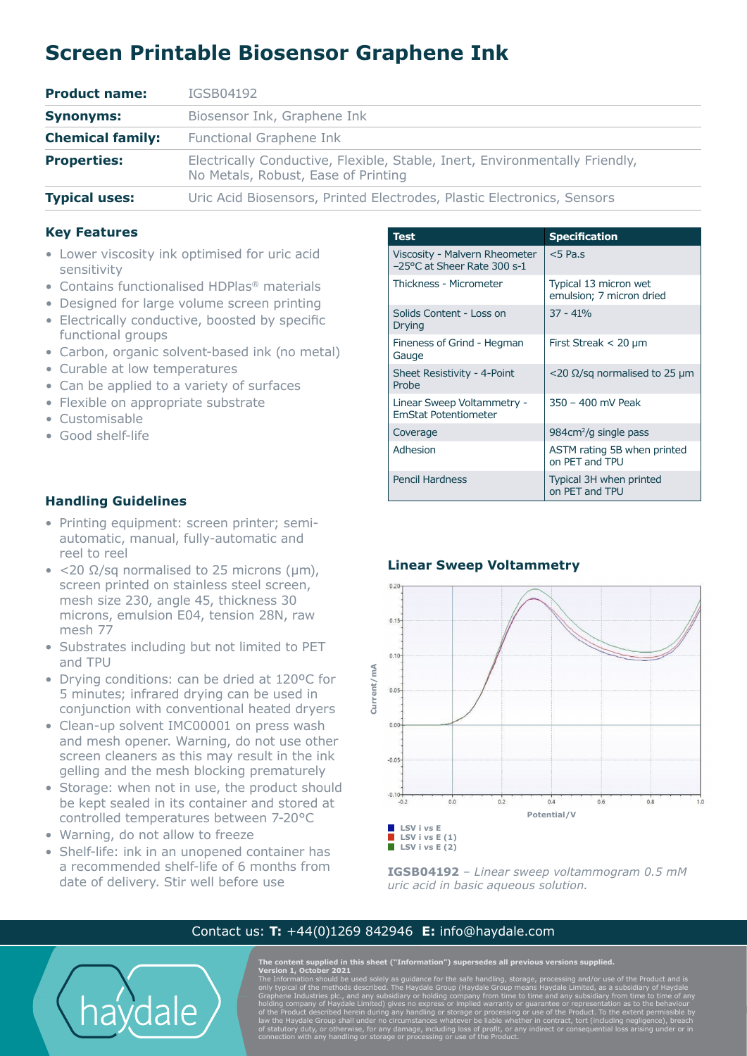# Screen Printable Biosensor Graphene Ink

| | |
|---|---|
| **Product name:** | IGSB04192 |
| **Synonyms:** | Biosensor Ink, Graphene Ink |
| **Chemical family:** | Functional Graphene Ink |
| **Properties:** | Electrically Conductive, Flexible, Stable, Inert, Environmentally Friendly, No Metals, Robust, Ease of Printing |
| **Typical uses:** | Uric Acid Biosensors, Printed Electrodes, Plastic Electronics, Sensors |

## Key Features

- Lower viscosity ink optimised for uric acid sensitivity
- Contains functionalised HDPlas® materials
- Designed for large volume screen printing
- Electrically conductive, boosted by specific functional groups
- Carbon, organic solvent-based ink (no metal)
- Curable at low temperatures
- Can be applied to a variety of surfaces
- Flexible on appropriate substrate
- Customisable
- Good shelf-life

| Test | Specification |
|---|---|
| Viscosity - Malvern Rheometer –25°C at Sheer Rate 300 s-1 | <5 Pa.s |
| Thickness - Micrometer | Typical 13 micron wet emulsion; 7 micron dried |
| Solids Content - Loss on Drying | 37 - 41% |
| Fineness of Grind - Hegman Gauge | First Streak < 20 µm |
| Sheet Resistivity - 4-Point Probe | <20 Ω/sq normalised to 25 µm |
| Linear Sweep Voltammetry - EmStat Potentiometer | 350 – 400 mV Peak |
| Coverage | 984cm²/g single pass |
| Adhesion | ASTM rating 5B when printed on PET and TPU |
| Pencil Hardness | Typical 3H when printed on PET and TPU |

## Handling Guidelines

- Printing equipment: screen printer; semi-automatic, manual, fully-automatic and reel to reel
- <20 Ω/sq normalised to 25 microns (µm), screen printed on stainless steel screen, mesh size 230, angle 45, thickness 30 microns, emulsion E04, tension 28N, raw mesh 77
- Substrates including but not limited to PET and TPU
- Drying conditions: can be dried at 120ºC for 5 minutes; infrared drying can be used in conjunction with conventional heated dryers
- Clean-up solvent IMC00001 on press wash and mesh opener. Warning, do not use other screen cleaners as this may result in the ink gelling and the mesh blocking prematurely
- Storage: when not in use, the product should be kept sealed in its container and stored at controlled temperatures between 7-20°C
- Warning, do not allow to freeze
- Shelf-life: ink in an unopened container has a recommended shelf-life of 6 months from date of delivery. Stir well before use

## Linear Sweep Voltammetry

Current/mA
0.20
0.15
0.10
0.05
0.00
-0.05
-0.10
-0.2
0.0
0.2
0.4
0.6
0.8
1.0
Potential/V

LSV i vs E
LSV i vs E (1)
LSV i vs E (2)

**IGSB04192** – *Linear sweep voltammogram 0.5 mM uric acid in basic aqueous solution.*

Contact us: **T:** +44(0)1269 842946 **E:** info@haydale.com

haydale

**The content supplied in this sheet ("Information") supersedes all previous versions supplied.**
**Version 1, October 2021**
The Information should be used solely as guidance for the safe handling, storage, processing and/or use of the Product and is only typical of the methods described. The Haydale Group (Haydale Group means Haydale Limited, as a subsidiary of Haydale Graphene Industries plc., and any subsidiary or holding company from time to time and any subsidiary from time to time of any holding company of Haydale Limited) gives no express or implied warranty or guarantee or representation as to the behaviour of the Product described herein during any handling or storage or processing or use of the Product. To the extent permissible by law the Haydale Group shall under no circumstances whatever be liable whether in contract, tort (including negligence), breach of statutory duty, or otherwise, for any damage, including loss of profit, or any indirect or consequential loss arising under or in connection with any handling or storage or processing or use of the Product.